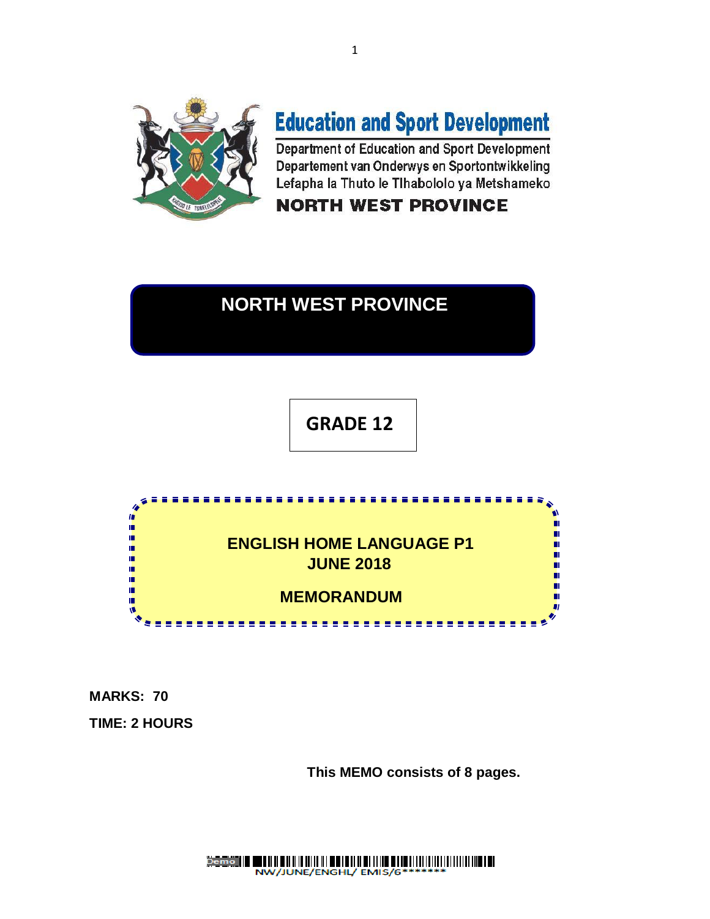# Education and Sport Development

Department of Education and Sport Development
Departement van Onderwys en Sportontwikkeling
Lefapha la Thuto le Tlhabololo ya Metshameko

**NORTH WEST PROVINCE**

## NORTH WEST PROVINCE

## GRADE 12

## ENGLISH HOME LANGUAGE P1
## JUNE 2018

## MEMORANDUM

**MARKS: 70**

**TIME: 2 HOURS**

**This MEMO consists of 8 pages.**

NW/JUNE/ENGHL/ EMIS/6*******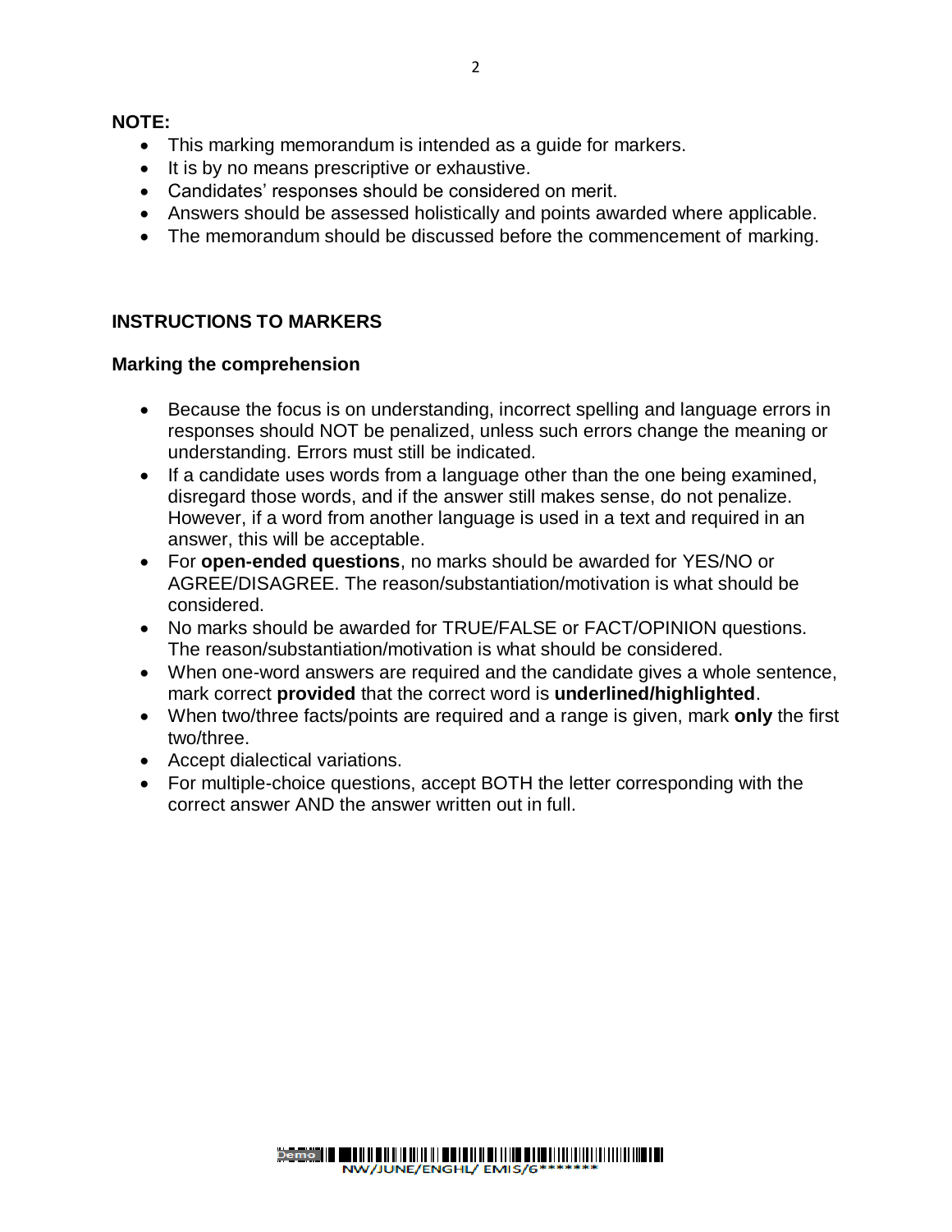**NOTE:**

- This marking memorandum is intended as a guide for markers.
- It is by no means prescriptive or exhaustive.
- Candidates' responses should be considered on merit.
- Answers should be assessed holistically and points awarded where applicable.
- The memorandum should be discussed before the commencement of marking.

## INSTRUCTIONS TO MARKERS

### Marking the comprehension

- Because the focus is on understanding, incorrect spelling and language errors in responses should NOT be penalized, unless such errors change the meaning or understanding. Errors must still be indicated.
- If a candidate uses words from a language other than the one being examined, disregard those words, and if the answer still makes sense, do not penalize. However, if a word from another language is used in a text and required in an answer, this will be acceptable.
- For **open-ended questions**, no marks should be awarded for YES/NO or AGREE/DISAGREE. The reason/substantiation/motivation is what should be considered.
- No marks should be awarded for TRUE/FALSE or FACT/OPINION questions. The reason/substantiation/motivation is what should be considered.
- When one-word answers are required and the candidate gives a whole sentence, mark correct **provided** that the correct word is **underlined/highlighted**.
- When two/three facts/points are required and a range is given, mark **only** the first two/three.
- Accept dialectical variations.
- For multiple-choice questions, accept BOTH the letter corresponding with the correct answer AND the answer written out in full.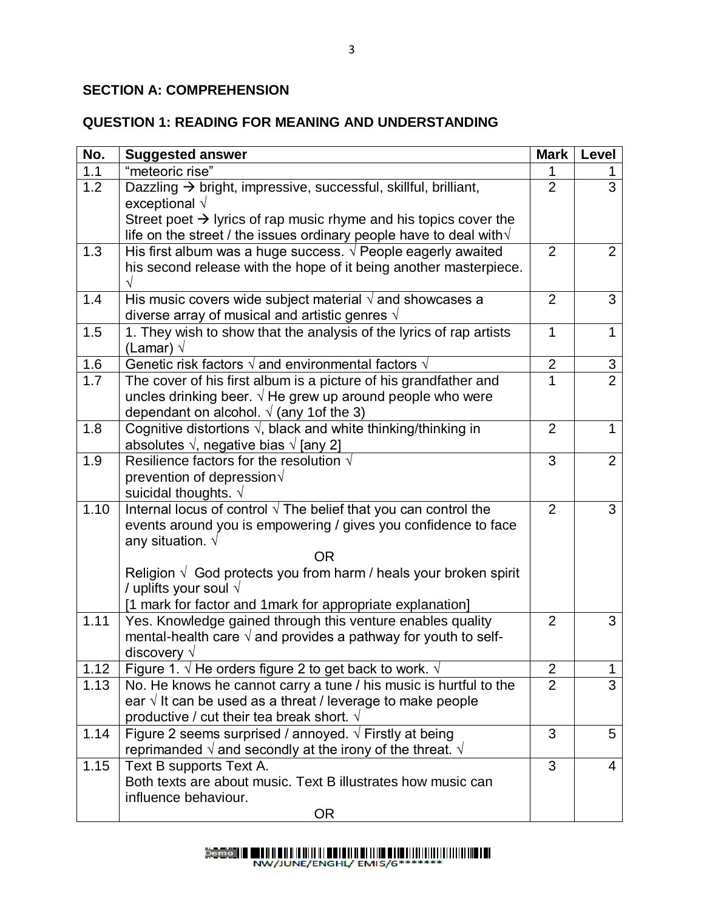## SECTION A: COMPREHENSION

## QUESTION 1: READING FOR MEANING AND UNDERSTANDING

| No. | Suggested answer | Mark | Level |
|---|---|---|---|
| 1.1 | "meteoric rise" | 1 | 1 |
| 1.2 | Dazzling → bright, impressive, successful, skillful, brilliant, exceptional √<br>Street poet → lyrics of rap music rhyme and his topics cover the life on the street / the issues ordinary people have to deal with√ | 2 | 3 |
| 1.3 | His first album was a huge success. √ People eagerly awaited his second release with the hope of it being another masterpiece. √ | 2 | 2 |
| 1.4 | His music covers wide subject material √ and showcases a diverse array of musical and artistic genres √ | 2 | 3 |
| 1.5 | 1. They wish to show that the analysis of the lyrics of rap artists (Lamar) √ | 1 | 1 |
| 1.6 | Genetic risk factors √ and environmental factors √ | 2 | 3 |
| 1.7 | The cover of his first album is a picture of his grandfather and uncles drinking beer. √ He grew up around people who were dependant on alcohol. √ (any 1of the 3) | 1 | 2 |
| 1.8 | Cognitive distortions √, black and white thinking/thinking in absolutes √, negative bias √ [any 2] | 2 | 1 |
| 1.9 | Resilience factors for the resolution √<br>prevention of depression√<br>suicidal thoughts. √ | 3 | 2 |
| 1.10 | Internal locus of control √ The belief that you can control the events around you is empowering / gives you confidence to face any situation. √<br>OR<br>Religion √ God protects you from harm / heals your broken spirit / uplifts your soul √<br>[1 mark for factor and 1mark for appropriate explanation] | 2 | 3 |
| 1.11 | Yes. Knowledge gained through this venture enables quality mental-health care √ and provides a pathway for youth to self-discovery √ | 2 | 3 |
| 1.12 | Figure 1. √ He orders figure 2 to get back to work. √ | 2 | 1 |
| 1.13 | No. He knows he cannot carry a tune / his music is hurtful to the ear √ It can be used as a threat / leverage to make people productive / cut their tea break short. √ | 2 | 3 |
| 1.14 | Figure 2 seems surprised / annoyed. √ Firstly at being reprimanded √ and secondly at the irony of the threat. √ | 3 | 5 |
| 1.15 | Text B supports Text A.<br>Both texts are about music. Text B illustrates how music can influence behaviour.<br>OR | 3 | 4 |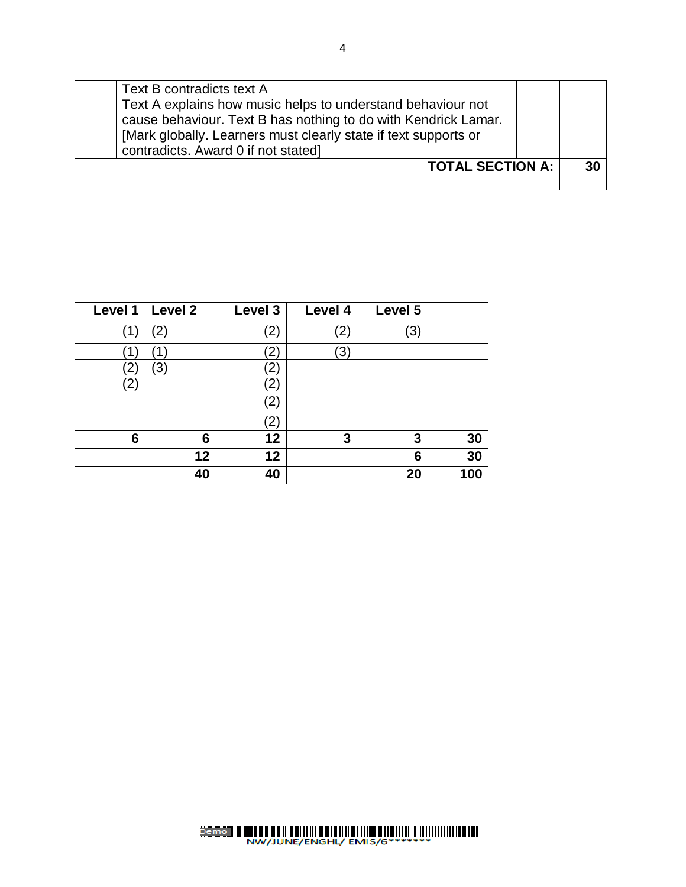| | | | |
|---|---|---|---|
| | Text B contradicts text A<br>Text A explains how music helps to understand behaviour not cause behaviour. Text B has nothing to do with Kendrick Lamar.<br>[Mark globally. Learners must clearly state if text supports or contradicts. Award 0 if not stated] | | |
| | **TOTAL SECTION A:** | | **30** |

| Level 1 | Level 2 | Level 3 | Level 4 | Level 5 | |
|---|---|---|---|---|---|
| (1) | (2) | (2) | (2) | (3) | |
| (1) | (1) | (2) | (3) | | |
| (2) | (3) | (2) | | | |
| (2) | | (2) | | | |
| | | (2) | | | |
| | | (2) | | | |
| **6** | **6** | **12** | **3** | **3** | **30** |
| | **12** | **12** | | **6** | **30** |
| | **40** | **40** | | **20** | **100** |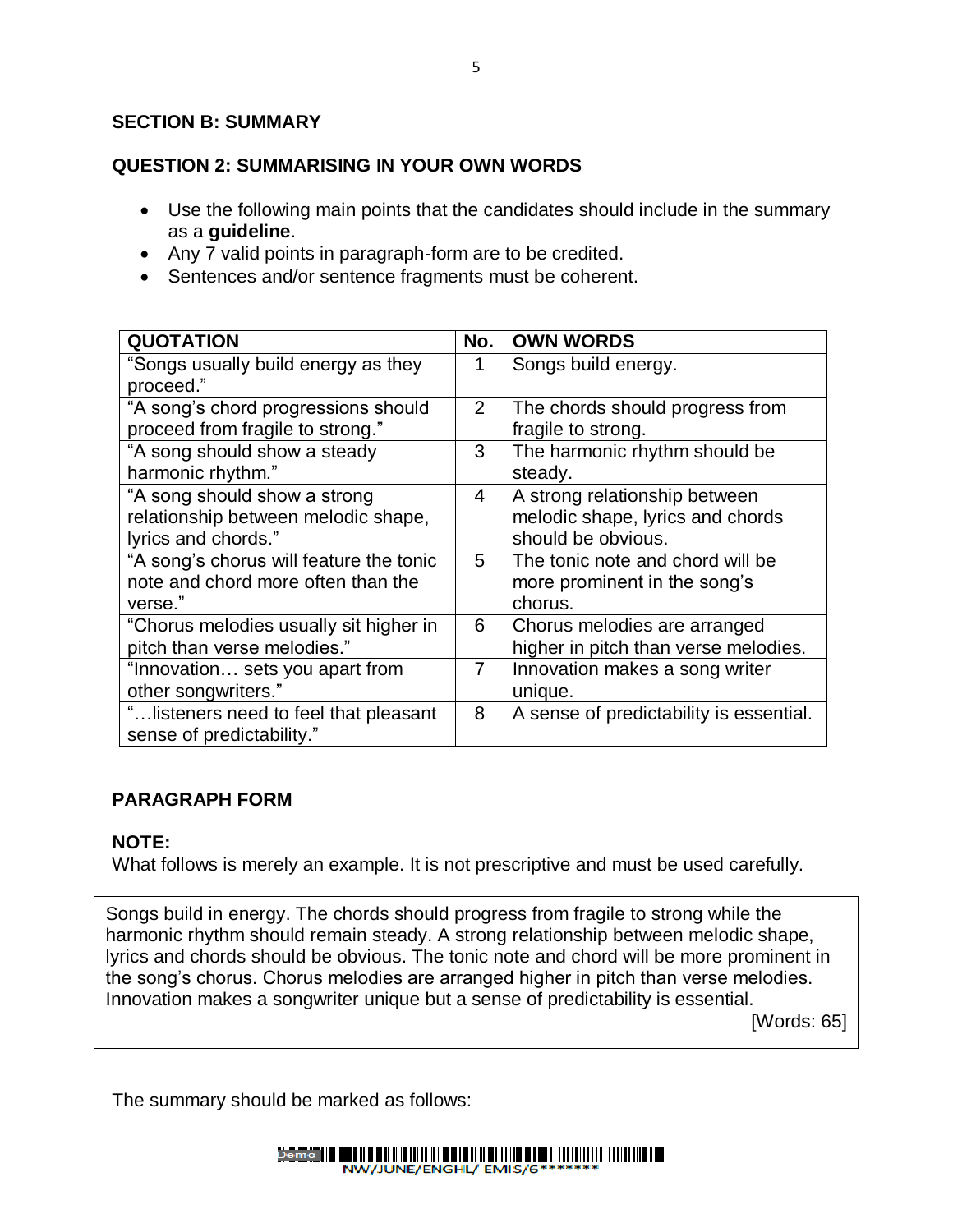## SECTION B: SUMMARY

### QUESTION 2: SUMMARISING IN YOUR OWN WORDS

- Use the following main points that the candidates should include in the summary as a **guideline**.
- Any 7 valid points in paragraph-form are to be credited.
- Sentences and/or sentence fragments must be coherent.

| QUOTATION | No. | OWN WORDS |
|---|---|---|
| "Songs usually build energy as they proceed." | 1 | Songs build energy. |
| "A song's chord progressions should proceed from fragile to strong." | 2 | The chords should progress from fragile to strong. |
| "A song should show a steady harmonic rhythm." | 3 | The harmonic rhythm should be steady. |
| "A song should show a strong relationship between melodic shape, lyrics and chords." | 4 | A strong relationship between melodic shape, lyrics and chords should be obvious. |
| "A song's chorus will feature the tonic note and chord more often than the verse." | 5 | The tonic note and chord will be more prominent in the song's chorus. |
| "Chorus melodies usually sit higher in pitch than verse melodies." | 6 | Chorus melodies are arranged higher in pitch than verse melodies. |
| "Innovation… sets you apart from other songwriters." | 7 | Innovation makes a song writer unique. |
| "…listeners need to feel that pleasant sense of predictability." | 8 | A sense of predictability is essential. |

**PARAGRAPH FORM**

**NOTE:**
What follows is merely an example. It is not prescriptive and must be used carefully.

Songs build in energy. The chords should progress from fragile to strong while the harmonic rhythm should remain steady. A strong relationship between melodic shape, lyrics and chords should be obvious. The tonic note and chord will be more prominent in the song's chorus. Chorus melodies are arranged higher in pitch than verse melodies. Innovation makes a songwriter unique but a sense of predictability is essential.

[Words: 65]

The summary should be marked as follows: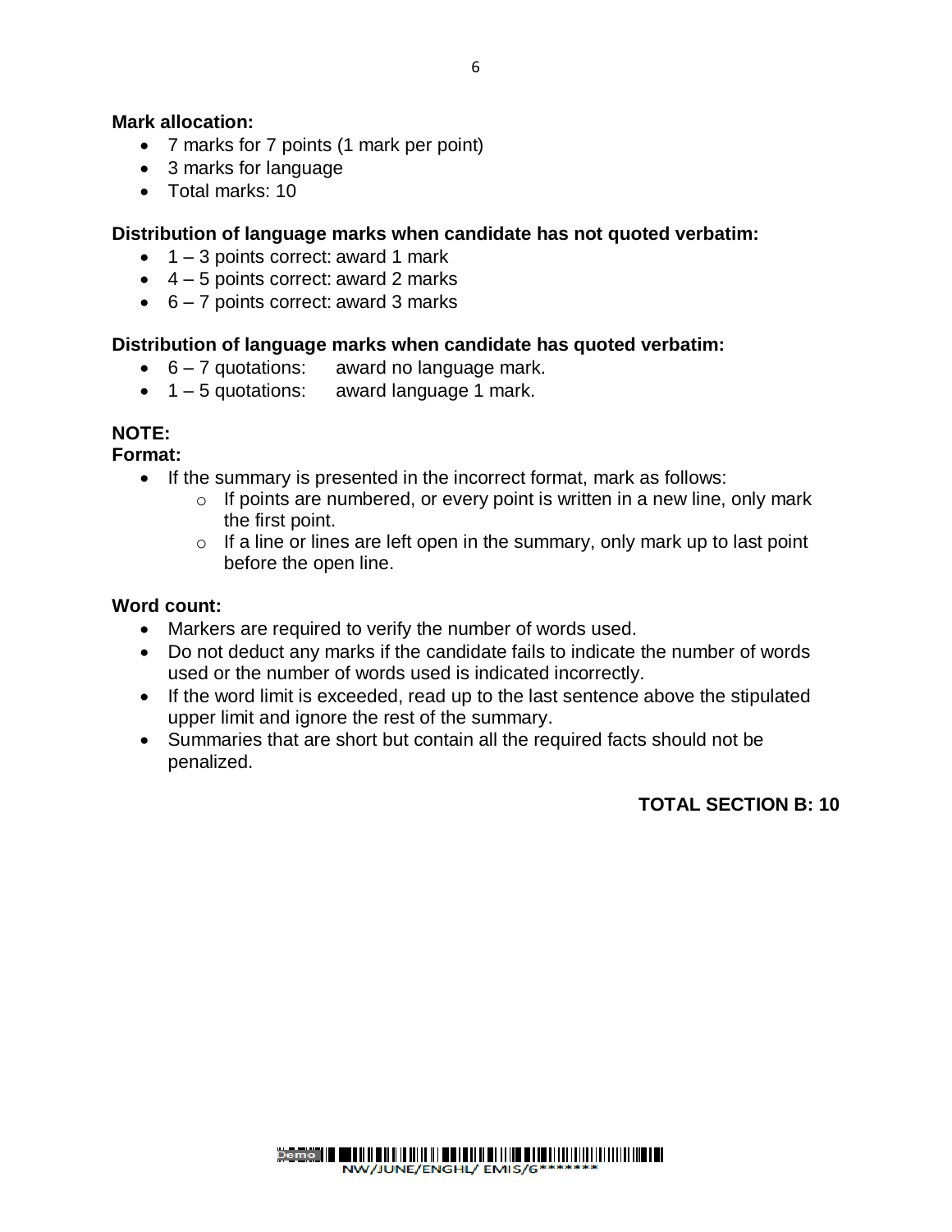**Mark allocation:**

- 7 marks for 7 points (1 mark per point)
- 3 marks for language
- Total marks: 10

**Distribution of language marks when candidate has not quoted verbatim:**

- 1 – 3 points correct: award 1 mark
- 4 – 5 points correct: award 2 marks
- 6 – 7 points correct: award 3 marks

**Distribution of language marks when candidate has quoted verbatim:**

- 6 – 7 quotations: award no language mark.
- 1 – 5 quotations: award language 1 mark.

**NOTE:**

**Format:**

- If the summary is presented in the incorrect format, mark as follows:
  - If points are numbered, or every point is written in a new line, only mark the first point.
  - If a line or lines are left open in the summary, only mark up to last point before the open line.

**Word count:**

- Markers are required to verify the number of words used.
- Do not deduct any marks if the candidate fails to indicate the number of words used or the number of words used is indicated incorrectly.
- If the word limit is exceeded, read up to the last sentence above the stipulated upper limit and ignore the rest of the summary.
- Summaries that are short but contain all the required facts should not be penalized.

**TOTAL SECTION B: 10**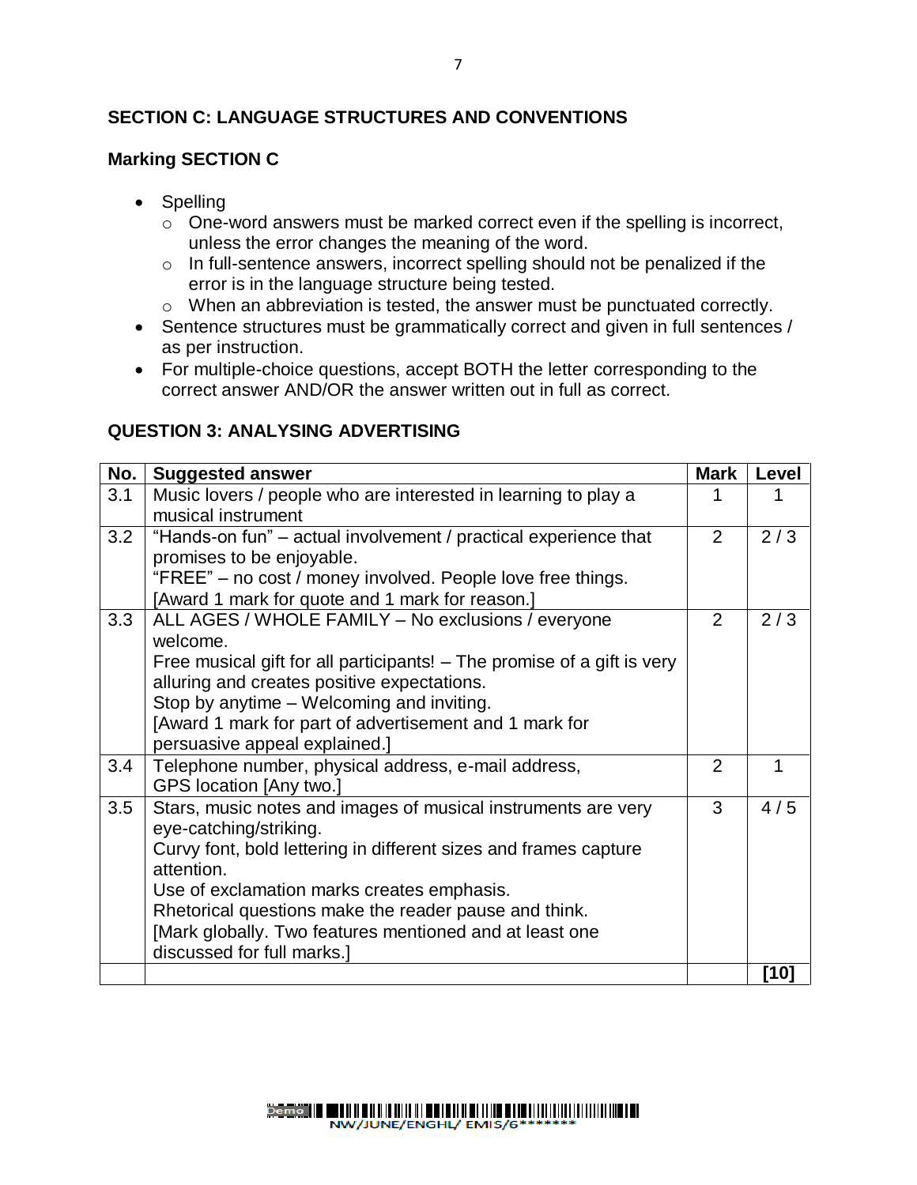## SECTION C: LANGUAGE STRUCTURES AND CONVENTIONS

### Marking SECTION C

- Spelling
  - One-word answers must be marked correct even if the spelling is incorrect, unless the error changes the meaning of the word.
  - In full-sentence answers, incorrect spelling should not be penalized if the error is in the language structure being tested.
  - When an abbreviation is tested, the answer must be punctuated correctly.
- Sentence structures must be grammatically correct and given in full sentences / as per instruction.
- For multiple-choice questions, accept BOTH the letter corresponding to the correct answer AND/OR the answer written out in full as correct.

### QUESTION 3: ANALYSING ADVERTISING

| No. | Suggested answer | Mark | Level |
|---|---|---|---|
| 3.1 | Music lovers / people who are interested in learning to play a musical instrument | 1 | 1 |
| 3.2 | "Hands-on fun" – actual involvement / practical experience that promises to be enjoyable.<br>"FREE" – no cost / money involved. People love free things.<br>[Award 1 mark for quote and 1 mark for reason.] | 2 | 2 / 3 |
| 3.3 | ALL AGES / WHOLE FAMILY – No exclusions / everyone welcome.<br>Free musical gift for all participants! – The promise of a gift is very alluring and creates positive expectations.<br>Stop by anytime – Welcoming and inviting.<br>[Award 1 mark for part of advertisement and 1 mark for persuasive appeal explained.] | 2 | 2 / 3 |
| 3.4 | Telephone number, physical address, e-mail address, GPS location [Any two.] | 2 | 1 |
| 3.5 | Stars, music notes and images of musical instruments are very eye-catching/striking.<br>Curvy font, bold lettering in different sizes and frames capture attention.<br>Use of exclamation marks creates emphasis.<br>Rhetorical questions make the reader pause and think.<br>[Mark globally. Two features mentioned and at least one discussed for full marks.] | 3 | 4 / 5 |
| | | | [10] |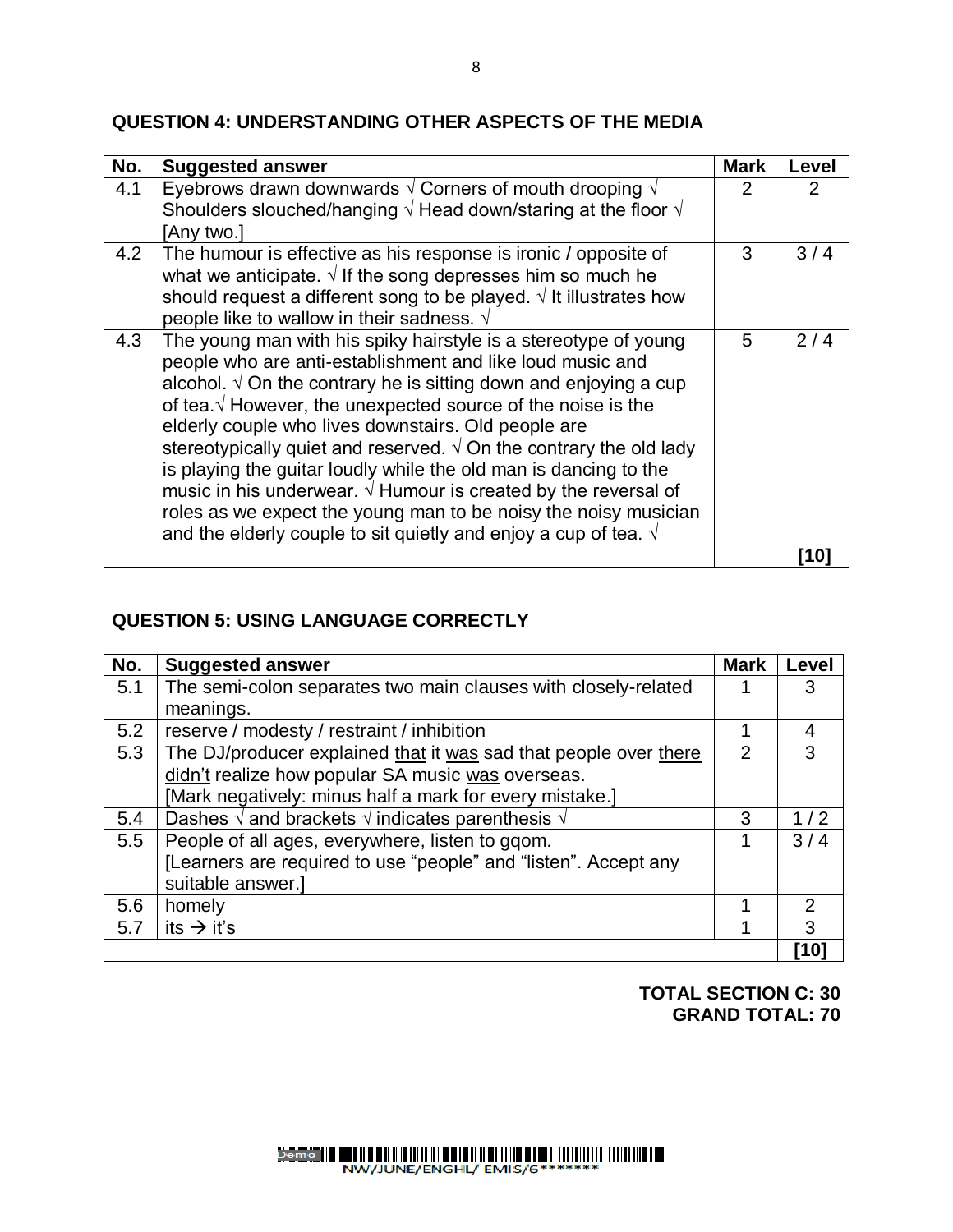## QUESTION 4: UNDERSTANDING OTHER ASPECTS OF THE MEDIA

| No. | Suggested answer | Mark | Level |
|---|---|---|---|
| 4.1 | Eyebrows drawn downwards √ Corners of mouth drooping √ Shoulders slouched/hanging √ Head down/staring at the floor √ [Any two.] | 2 | 2 |
| 4.2 | The humour is effective as his response is ironic / opposite of what we anticipate. √ If the song depresses him so much he should request a different song to be played. √ It illustrates how people like to wallow in their sadness. √ | 3 | 3 / 4 |
| 4.3 | The young man with his spiky hairstyle is a stereotype of young people who are anti-establishment and like loud music and alcohol. √ On the contrary he is sitting down and enjoying a cup of tea.√ However, the unexpected source of the noise is the elderly couple who lives downstairs. Old people are stereotypically quiet and reserved. √ On the contrary the old lady is playing the guitar loudly while the old man is dancing to the music in his underwear. √ Humour is created by the reversal of roles as we expect the young man to be noisy the noisy musician and the elderly couple to sit quietly and enjoy a cup of tea. √ | 5 | 2 / 4 |
| | | | **[10]** |

## QUESTION 5: USING LANGUAGE CORRECTLY

| No. | Suggested answer | Mark | Level |
|---|---|---|---|
| 5.1 | The semi-colon separates two main clauses with closely-related meanings. | 1 | 3 |
| 5.2 | reserve / modesty / restraint / inhibition | 1 | 4 |
| 5.3 | The DJ/producer explained <u>that</u> it <u>was</u> sad that people over <u>there</u> <u>didn't</u> realize how popular SA music <u>was</u> overseas. [Mark negatively: minus half a mark for every mistake.] | 2 | 3 |
| 5.4 | Dashes √ and brackets √ indicates parenthesis √ | 3 | 1 / 2 |
| 5.5 | People of all ages, everywhere, listen to gqom. [Learners are required to use "people" and "listen". Accept any suitable answer.] | 1 | 3 / 4 |
| 5.6 | homely | 1 | 2 |
| 5.7 | its → it's | 1 | 3 |
| | | | **[10]** |

**TOTAL SECTION C: 30**
**GRAND TOTAL: 70**